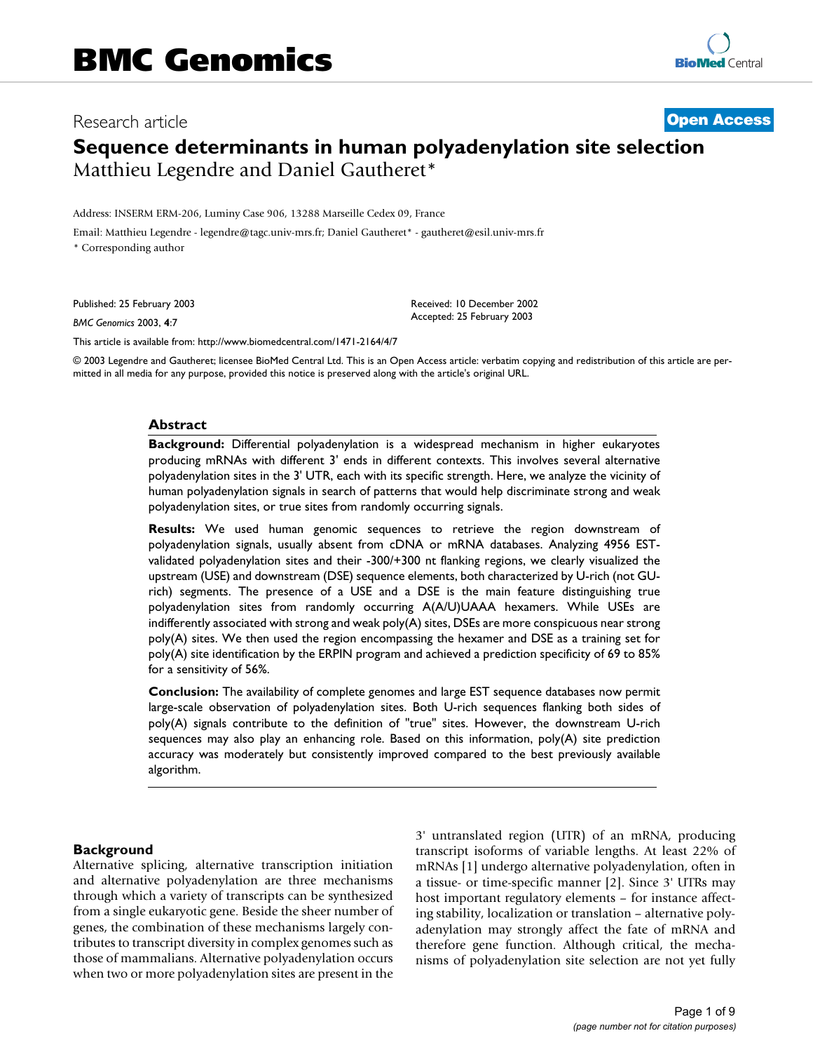BMC Genomics

Research article

**Open Access**

# Sequence determinants in human polyadenylation site selection

Matthieu Legendre and Daniel Gautheret*

Address: INSERM ERM-206, Luminy Case 906, 13288 Marseille Cedex 09, France

Email: Matthieu Legendre - legendre@tagc.univ-mrs.fr; Daniel Gautheret* - gautheret@esil.univ-mrs.fr

* Corresponding author

Published: 25 February 2003

*BMC Genomics* 2003, **4**:7

Received: 10 December 2002
Accepted: 25 February 2003

This article is available from: http://www.biomedcentral.com/1471-2164/4/7

© 2003 Legendre and Gautheret; licensee BioMed Central Ltd. This is an Open Access article: verbatim copying and redistribution of this article are permitted in all media for any purpose, provided this notice is preserved along with the article's original URL.

## Abstract

**Background:** Differential polyadenylation is a widespread mechanism in higher eukaryotes producing mRNAs with different 3' ends in different contexts. This involves several alternative polyadenylation sites in the 3' UTR, each with its specific strength. Here, we analyze the vicinity of human polyadenylation signals in search of patterns that would help discriminate strong and weak polyadenylation sites, or true sites from randomly occurring signals.

**Results:** We used human genomic sequences to retrieve the region downstream of polyadenylation signals, usually absent from cDNA or mRNA databases. Analyzing 4956 EST-validated polyadenylation sites and their -300/+300 nt flanking regions, we clearly visualized the upstream (USE) and downstream (DSE) sequence elements, both characterized by U-rich (not GU-rich) segments. The presence of a USE and a DSE is the main feature distinguishing true polyadenylation sites from randomly occurring A(A/U)UAAA hexamers. While USEs are indifferently associated with strong and weak poly(A) sites, DSEs are more conspicuous near strong poly(A) sites. We then used the region encompassing the hexamer and DSE as a training set for poly(A) site identification by the ERPIN program and achieved a prediction specificity of 69 to 85% for a sensitivity of 56%.

**Conclusion:** The availability of complete genomes and large EST sequence databases now permit large-scale observation of polyadenylation sites. Both U-rich sequences flanking both sides of poly(A) signals contribute to the definition of "true" sites. However, the downstream U-rich sequences may also play an enhancing role. Based on this information, poly(A) site prediction accuracy was moderately but consistently improved compared to the best previously available algorithm.

## Background

Alternative splicing, alternative transcription initiation and alternative polyadenylation are three mechanisms through which a variety of transcripts can be synthesized from a single eukaryotic gene. Beside the sheer number of genes, the combination of these mechanisms largely contributes to transcript diversity in complex genomes such as those of mammalians. Alternative polyadenylation occurs when two or more polyadenylation sites are present in the 3' untranslated region (UTR) of an mRNA, producing transcript isoforms of variable lengths. At least 22% of mRNAs [1] undergo alternative polyadenylation, often in a tissue- or time-specific manner [2]. Since 3' UTRs may host important regulatory elements – for instance affecting stability, localization or translation – alternative polyadenylation may strongly affect the fate of mRNA and therefore gene function. Although critical, the mechanisms of polyadenylation site selection are not yet fully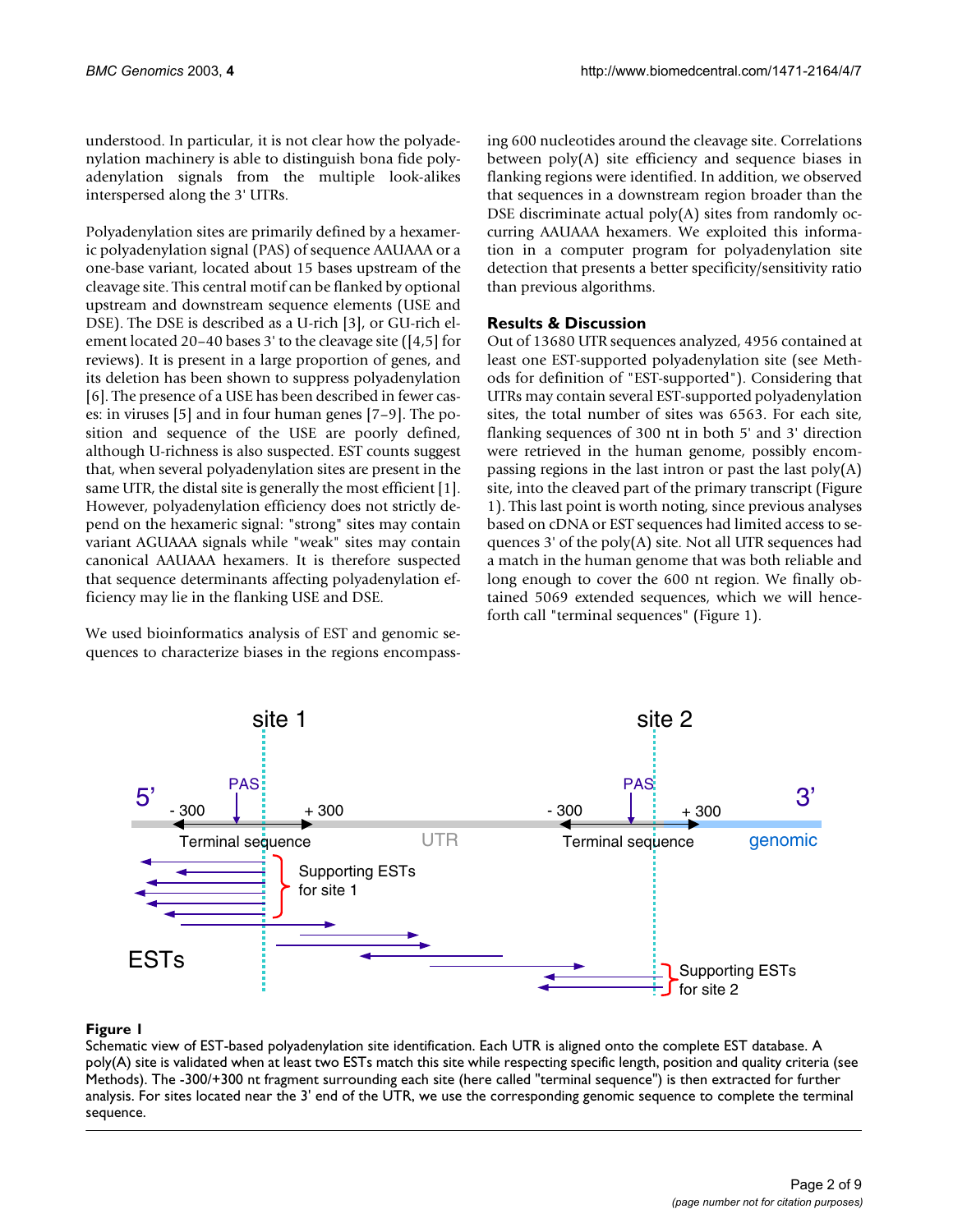understood. In particular, it is not clear how the polyadenylation machinery is able to distinguish bona fide polyadenylation signals from the multiple look-alikes interspersed along the 3' UTRs.

Polyadenylation sites are primarily defined by a hexameric polyadenylation signal (PAS) of sequence AAUAAA or a one-base variant, located about 15 bases upstream of the cleavage site. This central motif can be flanked by optional upstream and downstream sequence elements (USE and DSE). The DSE is described as a U-rich [3], or GU-rich element located 20–40 bases 3' to the cleavage site ([4,5] for reviews). It is present in a large proportion of genes, and its deletion has been shown to suppress polyadenylation [6]. The presence of a USE has been described in fewer cases: in viruses [5] and in four human genes [7–9]. The position and sequence of the USE are poorly defined, although U-richness is also suspected. EST counts suggest that, when several polyadenylation sites are present in the same UTR, the distal site is generally the most efficient [1]. However, polyadenylation efficiency does not strictly depend on the hexameric signal: "strong" sites may contain variant AGUAAA signals while "weak" sites may contain canonical AAUAAA hexamers. It is therefore suspected that sequence determinants affecting polyadenylation efficiency may lie in the flanking USE and DSE.

We used bioinformatics analysis of EST and genomic sequences to characterize biases in the regions encompassing 600 nucleotides around the cleavage site. Correlations between poly(A) site efficiency and sequence biases in flanking regions were identified. In addition, we observed that sequences in a downstream region broader than the DSE discriminate actual poly(A) sites from randomly occurring AAUAAA hexamers. We exploited this information in a computer program for polyadenylation site detection that presents a better specificity/sensitivity ratio than previous algorithms.

## Results & Discussion

Out of 13680 UTR sequences analyzed, 4956 contained at least one EST-supported polyadenylation site (see Methods for definition of "EST-supported"). Considering that UTRs may contain several EST-supported polyadenylation sites, the total number of sites was 6563. For each site, flanking sequences of 300 nt in both 5' and 3' direction were retrieved in the human genome, possibly encompassing regions in the last intron or past the last poly(A) site, into the cleaved part of the primary transcript (Figure 1). This last point is worth noting, since previous analyses based on cDNA or EST sequences had limited access to sequences 3' of the poly(A) site. Not all UTR sequences had a match in the human genome that was both reliable and long enough to cover the 600 nt region. We finally obtained 5069 extended sequences, which we will henceforth call "terminal sequences" (Figure 1).

**Figure 1**
Schematic view of EST-based polyadenylation site identification. Each UTR is aligned onto the complete EST database. A poly(A) site is validated when at least two ESTs match this site while respecting specific length, position and quality criteria (see Methods). The -300/+300 nt fragment surrounding each site (here called "terminal sequence") is then extracted for further analysis. For sites located near the 3' end of the UTR, we use the corresponding genomic sequence to complete the terminal sequence.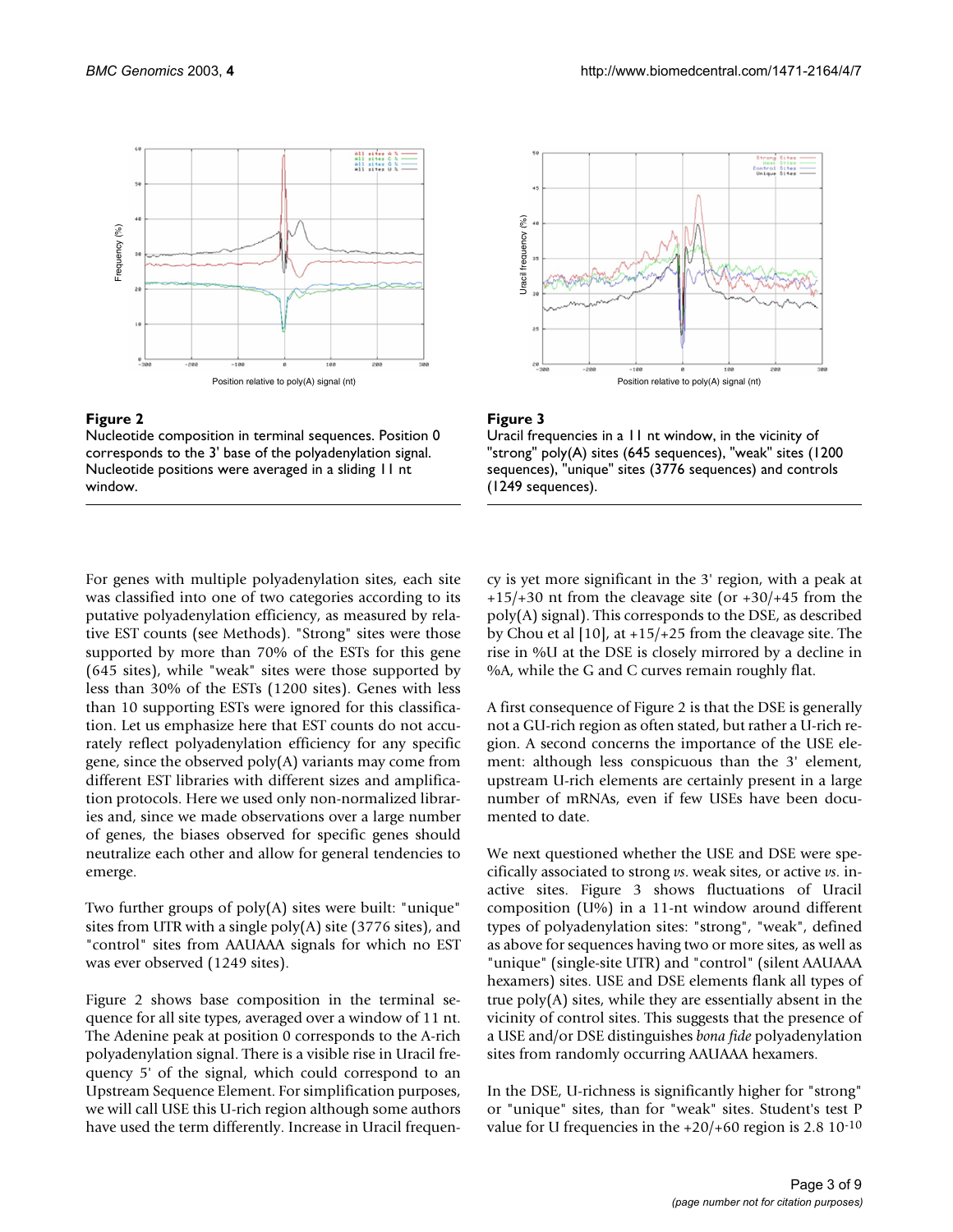**Figure 2**
Nucleotide composition in terminal sequences. Position 0 corresponds to the 3' base of the polyadenylation signal. Nucleotide positions were averaged in a sliding 11 nt window.

**Figure 3**
Uracil frequencies in a 11 nt window, in the vicinity of "strong" poly(A) sites (645 sequences), "weak" sites (1200 sequences), "unique" sites (3776 sequences) and controls (1249 sequences).

For genes with multiple polyadenylation sites, each site was classified into one of two categories according to its putative polyadenylation efficiency, as measured by relative EST counts (see Methods). "Strong" sites were those supported by more than 70% of the ESTs for this gene (645 sites), while "weak" sites were those supported by less than 30% of the ESTs (1200 sites). Genes with less than 10 supporting ESTs were ignored for this classification. Let us emphasize here that EST counts do not accurately reflect polyadenylation efficiency for any specific gene, since the observed poly(A) variants may come from different EST libraries with different sizes and amplification protocols. Here we used only non-normalized libraries and, since we made observations over a large number of genes, the biases observed for specific genes should neutralize each other and allow for general tendencies to emerge.

Two further groups of poly(A) sites were built: "unique" sites from UTR with a single poly(A) site (3776 sites), and "control" sites from AAUAAA signals for which no EST was ever observed (1249 sites).

Figure 2 shows base composition in the terminal sequence for all site types, averaged over a window of 11 nt. The Adenine peak at position 0 corresponds to the A-rich polyadenylation signal. There is a visible rise in Uracil frequency 5' of the signal, which could correspond to an Upstream Sequence Element. For simplification purposes, we will call USE this U-rich region although some authors have used the term differently. Increase in Uracil frequency is yet more significant in the 3' region, with a peak at +15/+30 nt from the cleavage site (or +30/+45 from the poly(A) signal). This corresponds to the DSE, as described by Chou et al [10], at +15/+25 from the cleavage site. The rise in %U at the DSE is closely mirrored by a decline in %A, while the G and C curves remain roughly flat.

A first consequence of Figure 2 is that the DSE is generally not a GU-rich region as often stated, but rather a U-rich region. A second concerns the importance of the USE element: although less conspicuous than the 3' element, upstream U-rich elements are certainly present in a large number of mRNAs, even if few USEs have been documented to date.

We next questioned whether the USE and DSE were specifically associated to strong *vs*. weak sites, or active *vs*. inactive sites. Figure 3 shows fluctuations of Uracil composition (U%) in a 11-nt window around different types of polyadenylation sites: "strong", "weak", defined as above for sequences having two or more sites, as well as "unique" (single-site UTR) and "control" (silent AAUAAA hexamers) sites. USE and DSE elements flank all types of true poly(A) sites, while they are essentially absent in the vicinity of control sites. This suggests that the presence of a USE and/or DSE distinguishes *bona fide* polyadenylation sites from randomly occurring AAUAAA hexamers.

In the DSE, U-richness is significantly higher for "strong" or "unique" sites, than for "weak" sites. Student's test P value for U frequencies in the +20/+60 region is $2.8\ 10^{-10}$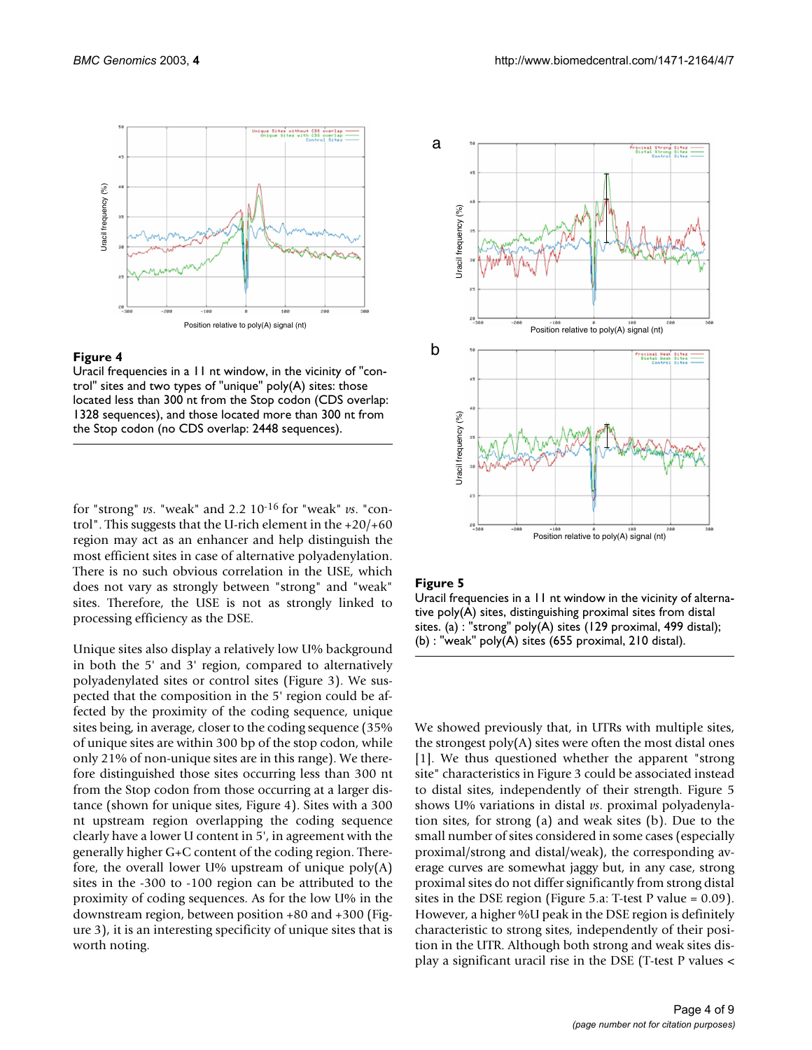**Figure 4**

Uracil frequencies in a 11 nt window, in the vicinity of "control" sites and two types of "unique" poly(A) sites: those located less than 300 nt from the Stop codon (CDS overlap: 1328 sequences), and those located more than 300 nt from the Stop codon (no CDS overlap: 2448 sequences).

for "strong" *vs.* "weak" and 2.2 $10^{-16}$ for "weak" *vs.* "control". This suggests that the U-rich element in the +20/+60 region may act as an enhancer and help distinguish the most efficient sites in case of alternative polyadenylation. There is no such obvious correlation in the USE, which does not vary as strongly between "strong" and "weak" sites. Therefore, the USE is not as strongly linked to processing efficiency as the DSE.

Unique sites also display a relatively low U% background in both the 5' and 3' region, compared to alternatively polyadenylated sites or control sites (Figure 3). We suspected that the composition in the 5' region could be affected by the proximity of the coding sequence, unique sites being, in average, closer to the stop codon (35% of unique sites are within 300 bp of the stop codon, while only 21% of non-unique sites are in this range). We therefore distinguished those sites occurring less than 300 nt from the Stop codon from those occurring at a larger distance (shown for unique sites, Figure 4). Sites with a 300 nt upstream region overlapping the coding sequence clearly have a lower U content in 5', in agreement with the generally higher G+C content of the coding region. Therefore, the overall lower U% upstream of unique poly(A) sites in the -300 to -100 region can be attributed to the proximity of coding sequences. As for the low U% in the downstream region, between position +80 and +300 (Figure 3), it is an interesting specificity of unique sites that is worth noting.

**Figure 5**

Uracil frequencies in a 11 nt window in the vicinity of alternative poly(A) sites, distinguishing proximal sites from distal sites. (a) : "strong" poly(A) sites (129 proximal, 499 distal); (b) : "weak" poly(A) sites (655 proximal, 210 distal).

We showed previously that, in UTRs with multiple sites, the strongest poly(A) sites were often the most distal ones [1]. We thus questioned whether the apparent "strong site" characteristics in Figure 3 could be associated instead to distal sites, independently of their strength. Figure 5 shows U% variations in distal *vs.* proximal polyadenylation sites, for strong (a) and weak sites (b). Due to the small number of sites considered in some cases (especially proximal/strong and distal/weak), the corresponding average curves are somewhat jaggy but, in any case, strong proximal sites do not differ significantly from strong distal sites in the DSE region (Figure 5.a: T-test P value = 0.09). However, a higher %U peak in the DSE region is definitely characteristic to strong sites, independently of their position in the UTR. Although both strong and weak sites display a significant uracil rise in the DSE (T-test P values <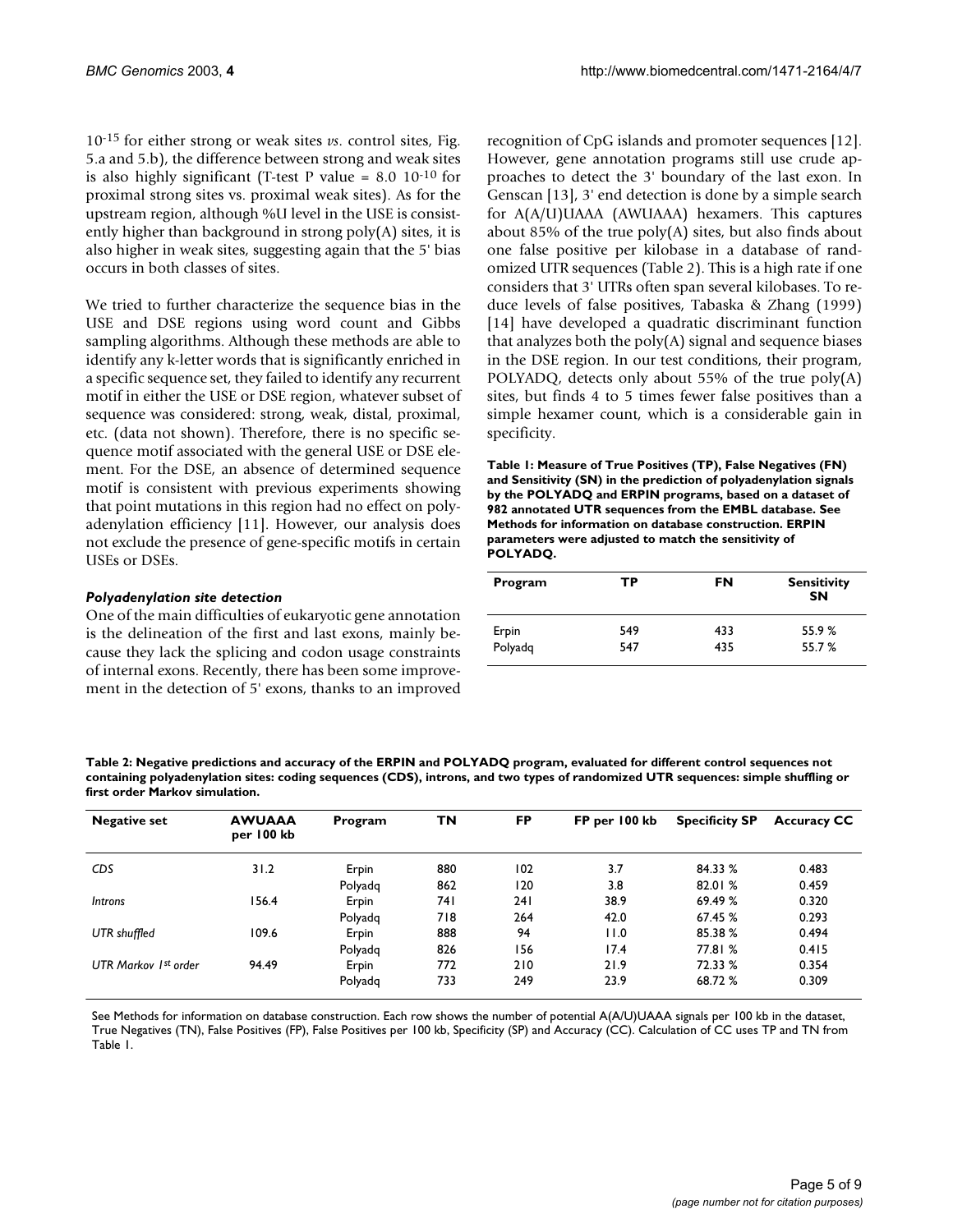$10^{-15}$ for either strong or weak sites *vs*. control sites, Fig. 5.a and 5.b), the difference between strong and weak sites is also highly significant (T-test P value = $8.0\ 10^{-10}$ for proximal strong sites vs. proximal weak sites). As for the upstream region, although %U level in the USE is consistently higher than background in strong poly(A) sites, it is also higher in weak sites, suggesting again that the 5' bias occurs in both classes of sites.

We tried to further characterize the sequence bias in the USE and DSE regions using word count and Gibbs sampling algorithms. Although these methods are able to identify any k-letter words that is significantly enriched in a specific sequence set, they failed to identify any recurrent motif in either the USE or DSE region, whatever subset of sequence was considered: strong, weak, distal, proximal, etc. (data not shown). Therefore, there is no specific sequence motif associated with the general USE or DSE element. For the DSE, an absence of determined sequence motif is consistent with previous experiments showing that point mutations in this region had no effect on polyadenylation efficiency [11]. However, our analysis does not exclude the presence of gene-specific motifs in certain USEs or DSEs.

### *Polyadenylation site detection*

One of the main difficulties of eukaryotic gene annotation is the delineation of the first and last exons, mainly because they lack the splicing and codon usage constraints of internal exons. Recently, there has been some improvement in the detection of 5' exons, thanks to an improved recognition of CpG islands and promoter sequences [12]. However, gene annotation programs still use crude approaches to detect the 3' boundary of the last exon. In Genscan [13], 3' end detection is done by a simple search for A(A/U)UAAA (AWUAAA) hexamers. This captures about 85% of the true poly(A) sites, but also finds about one false positive per kilobase in a database of randomized UTR sequences (Table 2). This is a high rate if one considers that 3' UTRs often span several kilobases. To reduce levels of false positives, Tabaska & Zhang (1999) [14] have developed a quadratic discriminant function that analyzes both the poly(A) signal and sequence biases in the DSE region. In our test conditions, their program, POLYADQ, detects only about 55% of the true poly(A) sites, but finds 4 to 5 times fewer false positives than a simple hexamer count, which is a considerable gain in specificity.

**Table 1: Measure of True Positives (TP), False Negatives (FN) and Sensitivity (SN) in the prediction of polyadenylation signals by the POLYADQ and ERPIN programs, based on a dataset of 982 annotated UTR sequences from the EMBL database. See Methods for information on database construction. ERPIN parameters were adjusted to match the sensitivity of POLYADQ.**

| Program | TP | FN | Sensitivity SN |
|---|---|---|---|
| Erpin | 549 | 433 | 55.9 % |
| Polyadq | 547 | 435 | 55.7 % |

**Table 2: Negative predictions and accuracy of the ERPIN and POLYADQ program, evaluated for different control sequences not containing polyadenylation sites: coding sequences (CDS), introns, and two types of randomized UTR sequences: simple shuffling or first order Markov simulation.**

| Negative set | AWUAAA per 100 kb | Program | TN | FP | FP per 100 kb | Specificity SP | Accuracy CC |
|---|---|---|---|---|---|---|---|
| *CDS* | 31.2 | Erpin | 880 | 102 | 3.7 | 84.33 % | 0.483 |
| | | Polyadq | 862 | 120 | 3.8 | 82.01 % | 0.459 |
| *Introns* | 156.4 | Erpin | 741 | 241 | 38.9 | 69.49 % | 0.320 |
| | | Polyadq | 718 | 264 | 42.0 | 67.45 % | 0.293 |
| *UTR shuffled* | 109.6 | Erpin | 888 | 94 | 11.0 | 85.38 % | 0.494 |
| | | Polyadq | 826 | 156 | 17.4 | 77.81 % | 0.415 |
| *UTR Markov 1st order* | 94.49 | Erpin | 772 | 210 | 21.9 | 72.33 % | 0.354 |
| | | Polyadq | 733 | 249 | 23.9 | 68.72 % | 0.309 |

See Methods for information on database construction. Each row shows the number of potential A(A/U)UAAA signals per 100 kb in the dataset, True Negatives (TN), False Positives (FP), False Positives per 100 kb, Specificity (SP) and Accuracy (CC). Calculation of CC uses TP and TN from Table 1.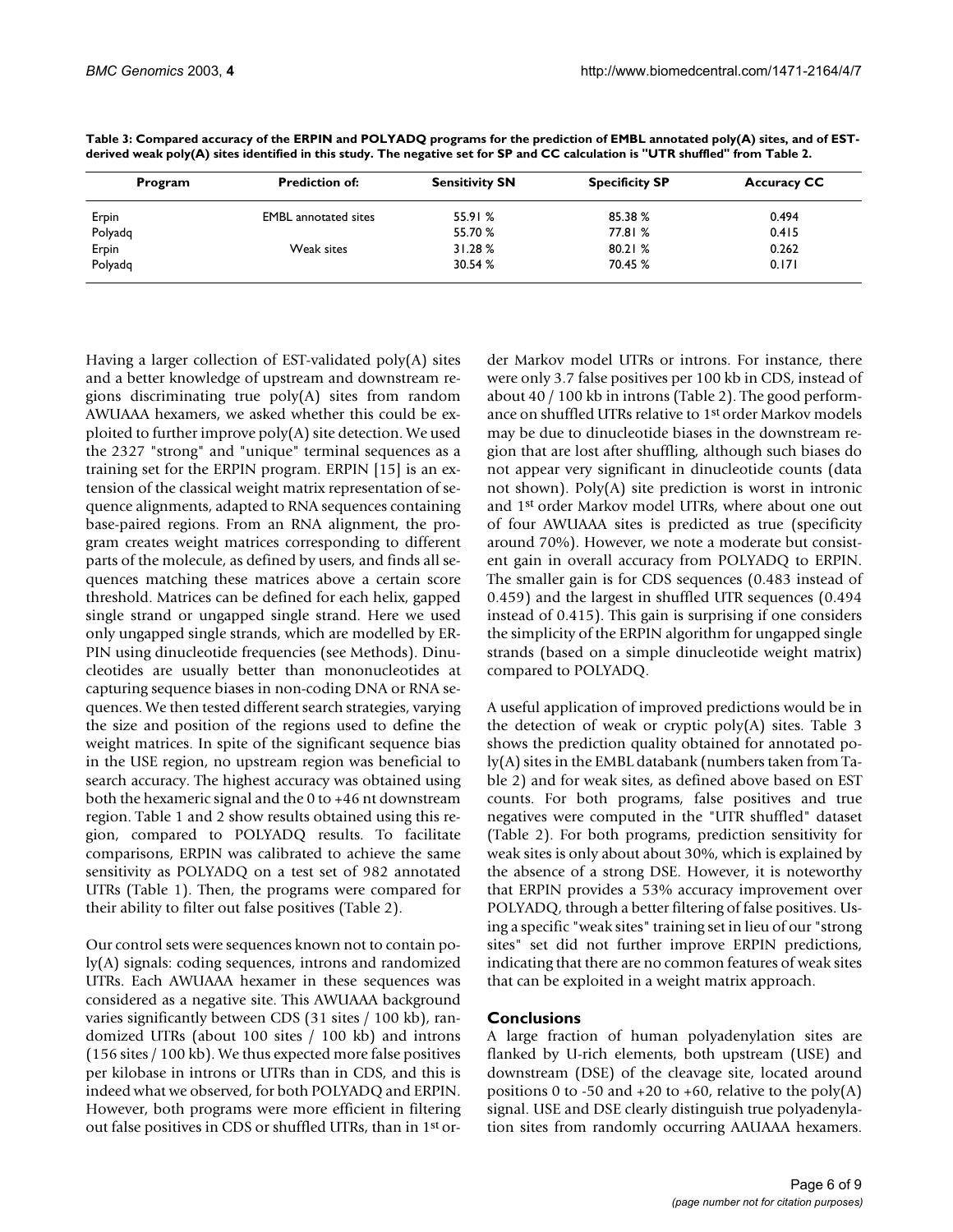**Table 3: Compared accuracy of the ERPIN and POLYADQ programs for the prediction of EMBL annotated poly(A) sites, and of EST-derived weak poly(A) sites identified in this study. The negative set for SP and CC calculation is "UTR shuffled" from Table 2.**

| Program | Prediction of: | Sensitivity SN | Specificity SP | Accuracy CC |
| --- | --- | --- | --- | --- |
| Erpin | EMBL annotated sites | 55.91 % | 85.38 % | 0.494 |
| Polyadq | | 55.70 % | 77.81 % | 0.415 |
| Erpin | Weak sites | 31.28 % | 80.21 % | 0.262 |
| Polyadq | | 30.54 % | 70.45 % | 0.171 |

Having a larger collection of EST-validated poly(A) sites and a better knowledge of upstream and downstream regions discriminating true poly(A) sites from random AWUAAA hexamers, we asked whether this could be exploited to further improve poly(A) site detection. We used the 2327 "strong" and "unique" terminal sequences as a training set for the ERPIN program. ERPIN [15] is an extension of the classical weight matrix representation of sequence alignments, adapted to RNA sequences containing base-paired regions. From an RNA alignment, the program creates weight matrices corresponding to different parts of the molecule, as defined by users, and finds all sequences matching these matrices above a certain score threshold. Matrices can be defined for each helix, gapped single strand or ungapped single strand. Here we used only ungapped single strands, which are modelled by ERPIN using dinucleotide frequencies (see Methods). Dinucleotides are usually better than mononucleotides at capturing sequence biases in non-coding DNA or RNA sequences. We then tested different search strategies, varying the size and position of the regions used to define the weight matrices. In spite of the significant sequence bias in the USE region, no upstream region was beneficial to search accuracy. The highest accuracy was obtained using both the hexameric signal and the 0 to +46 nt downstream region. Table 1 and 2 show results obtained using this region, compared to POLYADQ results. To facilitate comparisons, ERPIN was calibrated to achieve the same sensitivity as POLYADQ on a test set of 982 annotated UTRs (Table 1). Then, the programs were compared for their ability to filter out false positives (Table 2).

Our control sets were sequences known not to contain poly(A) signals: coding sequences, introns and randomized UTRs. Each AWUAAA hexamer in these sequences was considered as a negative site. This AWUAAA background varies significantly between CDS (31 sites / 100 kb), randomized UTRs (about 100 sites / 100 kb) and introns (156 sites / 100 kb). We thus expected more false positives per kilobase in introns or UTRs than in CDS, and this is indeed what we observed, for both POLYADQ and ERPIN. However, both programs were more efficient in filtering out false positives in CDS or shuffled UTRs, than in 1st order Markov model UTRs or introns. For instance, there were only 3.7 false positives per 100 kb in CDS, instead of about 40 / 100 kb in introns (Table 2). The good performance on shuffled UTRs relative to 1st order Markov models may be due to dinucleotide biases in the downstream region that are lost after shuffling, although such biases do not appear very significant in dinucleotide counts (data not shown). Poly(A) site prediction is worst in intronic and 1st order Markov model UTRs, where about one out of four AWUAAA sites is predicted as true (specificity around 70%). However, we note a moderate but consistent gain in overall accuracy from POLYADQ to ERPIN. The smaller gain is for CDS sequences (0.483 instead of 0.459) and the largest in shuffled UTR sequences (0.494 instead of 0.415). This gain is surprising if one considers the simplicity of the ERPIN algorithm for ungapped single strands (based on a simple dinucleotide weight matrix) compared to POLYADQ.

A useful application of improved predictions would be in the detection of weak or cryptic poly(A) sites. Table 3 shows the prediction quality obtained for annotated poly(A) sites in the EMBL databank (numbers taken from Table 2) and for weak sites, as defined above based on EST counts. For both programs, false positives and true negatives were computed in the "UTR shuffled" dataset (Table 2). For both programs, prediction sensitivity for weak sites is only about about 30%, which is explained by the absence of a strong DSE. However, it is noteworthy that ERPIN provides a 53% accuracy improvement over POLYADQ, through a better filtering of false positives. Using a specific "weak sites" training set in lieu of our "strong sites" set did not further improve ERPIN predictions, indicating that there are no common features of weak sites that can be exploited in a weight matrix approach.

## Conclusions

A large fraction of human polyadenylation sites are flanked by U-rich elements, both upstream (USE) and downstream (DSE) of the cleavage site, located around positions 0 to -50 and +20 to +60, relative to the poly(A) signal. USE and DSE clearly distinguish true polyadenylation sites from randomly occurring AAUAAA hexamers.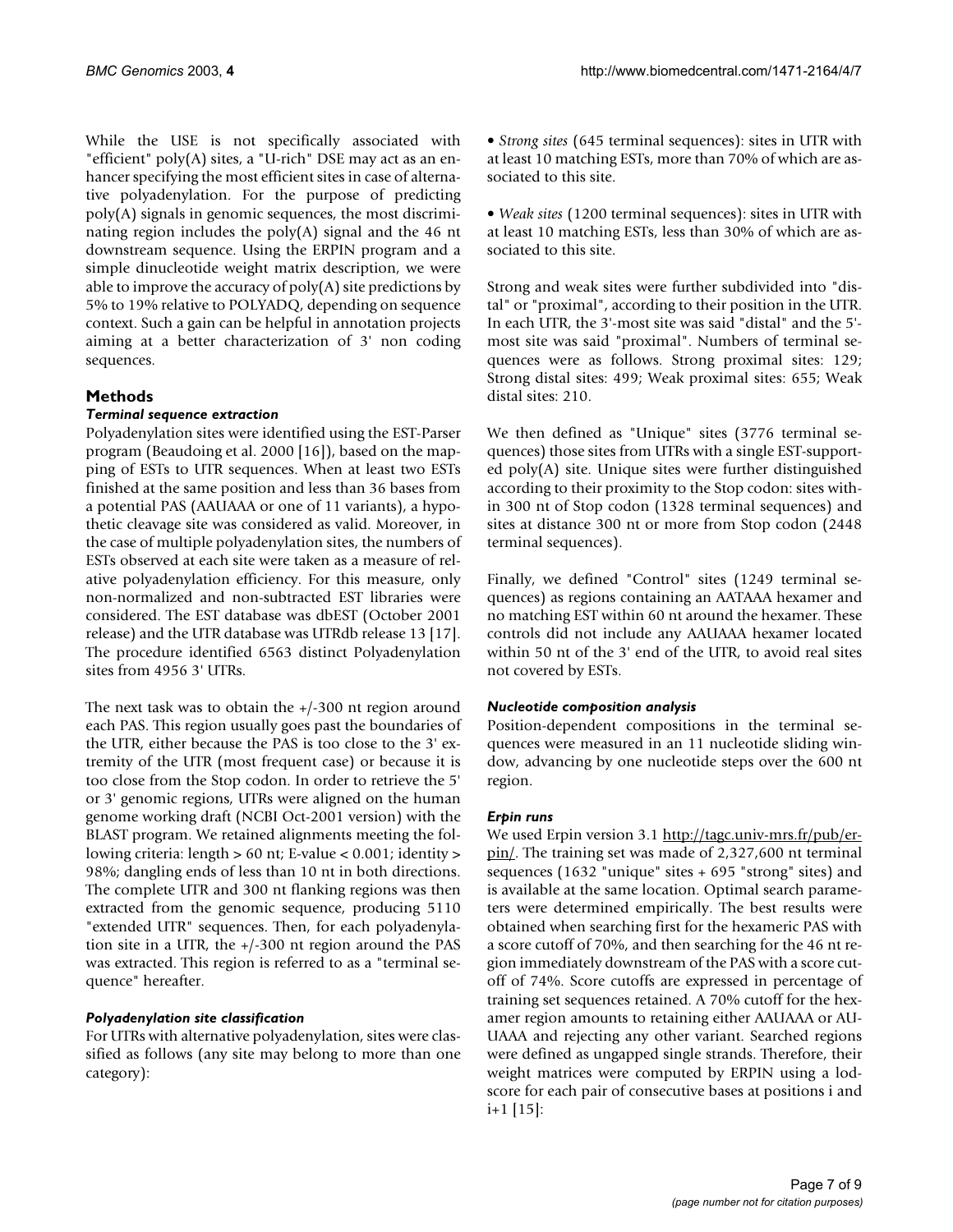While the USE is not specifically associated with "efficient" poly(A) sites, a "U-rich" DSE may act as an enhancer specifying the most efficient sites in case of alternative polyadenylation. For the purpose of predicting poly(A) signals in genomic sequences, the most discriminating region includes the poly(A) signal and the 46 nt downstream sequence. Using the ERPIN program and a simple dinucleotide weight matrix description, we were able to improve the accuracy of poly(A) site predictions by 5% to 19% relative to POLYADQ, depending on sequence context. Such a gain can be helpful in annotation projects aiming at a better characterization of 3' non coding sequences.

## Methods

### *Terminal sequence extraction*

Polyadenylation sites were identified using the EST-Parser program (Beaudoing et al. 2000 [16]), based on the mapping of ESTs to UTR sequences. When at least two ESTs finished at the same position and less than 36 bases from a potential PAS (AAUAAA or one of 11 variants), a hypothetic cleavage site was considered as valid. Moreover, in the case of multiple polyadenylation sites, the numbers of ESTs observed at each site were taken as a measure of relative polyadenylation efficiency. For this measure, only non-normalized and non-subtracted EST libraries were considered. The EST database was dbEST (October 2001 release) and the UTR database was UTRdb release 13 [17]. The procedure identified 6563 distinct Polyadenylation sites from 4956 3' UTRs.

The next task was to obtain the +/-300 nt region around each PAS. This region usually goes past the boundaries of the UTR, either because the PAS is too close to the 3' extremity of the UTR (most frequent case) or because it is too close from the Stop codon. In order to retrieve the 5' or 3' genomic regions, UTRs were aligned on the human genome working draft (NCBI Oct-2001 version) with the BLAST program. We retained alignments meeting the following criteria: length > 60 nt; E-value < 0.001; identity > 98%; dangling ends of less than 10 nt in both directions. The complete UTR and 300 nt flanking regions was then extracted from the genomic sequence, producing 5110 "extended UTR" sequences. Then, for each polyadenylation site in a UTR, the +/-300 nt region around the PAS was extracted. This region is referred to as a "terminal sequence" hereafter.

### *Polyadenylation site classification*

For UTRs with alternative polyadenylation, sites were classified as follows (any site may belong to more than one category):

• *Strong sites* (645 terminal sequences): sites in UTR with at least 10 matching ESTs, more than 70% of which are associated to this site.

• *Weak sites* (1200 terminal sequences): sites in UTR with at least 10 matching ESTs, less than 30% of which are associated to this site.

Strong and weak sites were further subdivided into "distal" or "proximal", according to their position in the UTR. In each UTR, the 3'-most site was said "distal" and the 5'-most site was said "proximal". Numbers of terminal sequences were as follows. Strong proximal sites: 129; Strong distal sites: 499; Weak proximal sites: 655; Weak distal sites: 210.

We then defined as "Unique" sites (3776 terminal sequences) those sites from UTRs with a single EST-supported poly(A) site. Unique sites were further distinguished according to their proximity to the Stop codon: sites within 300 nt of Stop codon (1328 terminal sequences) and sites at distance 300 nt or more from Stop codon (2448 terminal sequences).

Finally, we defined "Control" sites (1249 terminal sequences) as regions containing an AATAAA hexamer and no matching EST within 60 nt around the hexamer. These controls did not include any AAUAAA hexamer located within 50 nt of the 3' end of the UTR, to avoid real sites not covered by ESTs.

### *Nucleotide composition analysis*

Position-dependent compositions in the terminal sequences were measured in an 11 nucleotide sliding window, advancing by one nucleotide steps over the 600 nt region.

### *Erpin runs*

We used Erpin version 3.1 http://tagc.univ-mrs.fr/pub/erpin/. The training set was made of 2,327,600 nt terminal sequences (1632 "unique" sites + 695 "strong" sites) and is available at the same location. Optimal search parameters were determined empirically. The best results were obtained when searching first for the hexameric PAS with a score cutoff of 70%, and then searching for the 46 nt region immediately downstream of the PAS with a score cutoff of 74%. Score cutoffs are expressed in percentage of training set sequences retained. A 70% cutoff for the hexamer region amounts to retaining either AAUAAA or AUUAAA and rejecting any other variant. Searched regions were defined as ungapped single strands. Therefore, their weight matrices were computed by ERPIN using a lod-score for each pair of consecutive bases at positions i and i+1 [15]: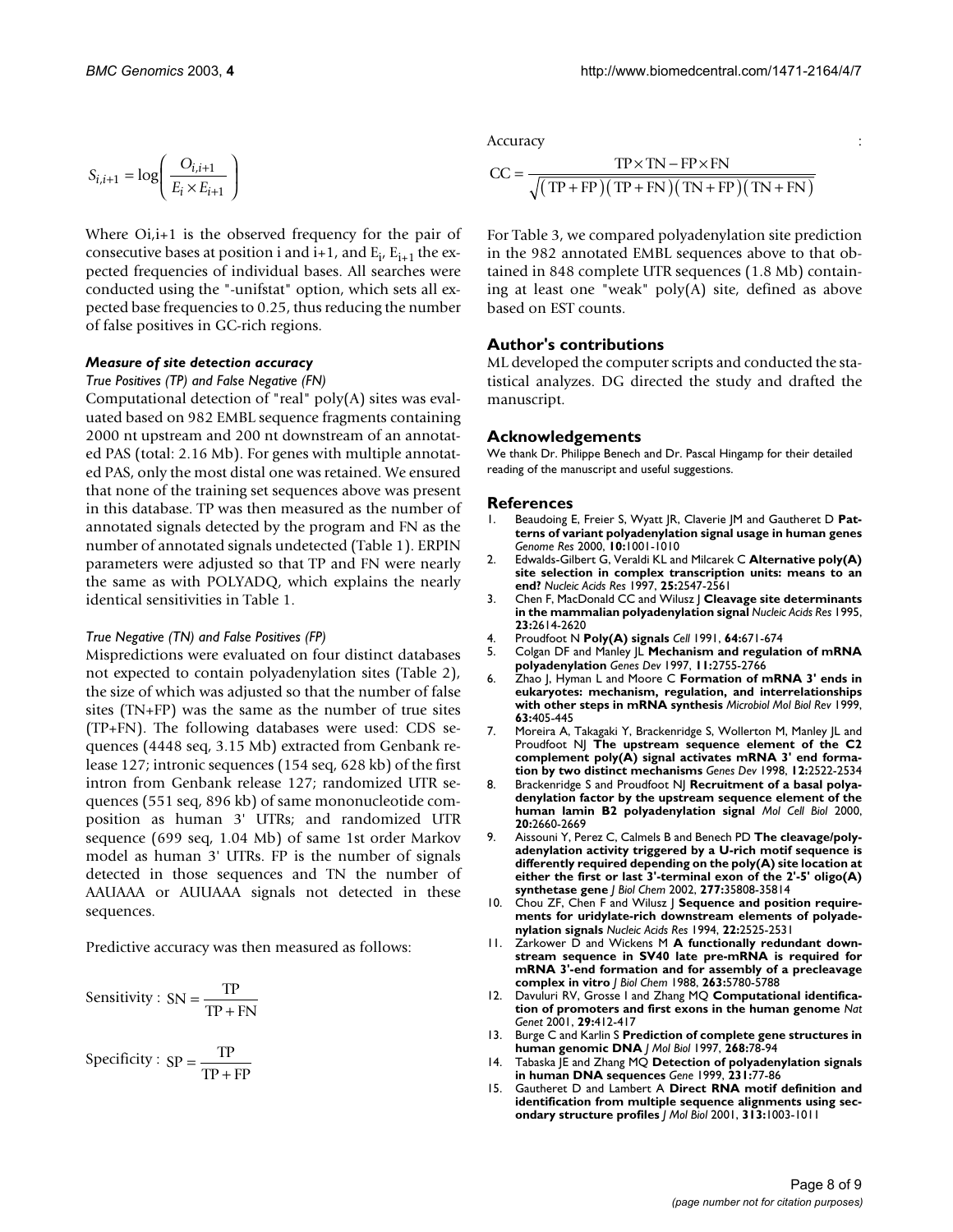$$S_{i,i+1} = \log\left(\frac{O_{i,i+1}}{E_i \times E_{i+1}}\right)$$

Where Oi,i+1 is the observed frequency for the pair of consecutive bases at position i and i+1, and $E_i$, $E_{i+1}$ the expected frequencies of individual bases. All searches were conducted using the "-unifstat" option, which sets all expected base frequencies to 0.25, thus reducing the number of false positives in GC-rich regions.

### *Measure of site detection accuracy*

*True Positives (TP) and False Negative (FN)*

Computational detection of "real" poly(A) sites was evaluated based on 982 EMBL sequence fragments containing 2000 nt upstream and 200 nt downstream of an annotated PAS (total: 2.16 Mb). For genes with multiple annotated PAS, only the most distal one was retained. We ensured that none of the training set sequences above was present in this database. TP was then measured as the number of annotated signals detected by the program and FN as the number of annotated signals undetected (Table 1). ERPIN parameters were adjusted so that TP and FN were nearly the same as with POLYADQ, which explains the nearly identical sensitivities in Table 1.

*True Negative (TN) and False Positives (FP)*

Mispredictions were evaluated on four distinct databases not expected to contain polyadenylation sites (Table 2), the size of which was adjusted so that the number of false sites (TN+FP) was the same as the number of true sites (TP+FN). The following databases were used: CDS sequences (4448 seq, 3.15 Mb) extracted from Genbank release 127; intronic sequences (154 seq, 628 kb) of the first intron from Genbank release 127; randomized UTR sequences (551 seq, 896 kb) of same mononucleotide composition as human 3' UTRs; and randomized UTR sequence (699 seq, 1.04 Mb) of same 1st order Markov model as human 3' UTRs. FP is the number of signals detected in those sequences and TN the number of AAUAAA or AUUAAA signals not detected in these sequences.

Predictive accuracy was then measured as follows:

$$\text{Sensitivity}: \ \text{SN} = \frac{\text{TP}}{\text{TP} + \text{FN}}$$

$$\text{Specificity}: \ \text{SP} = \frac{\text{TP}}{\text{TP} + \text{FP}}$$

Accuracy :

$$\text{CC} = \frac{\text{TP} \times \text{TN} - \text{FP} \times \text{FN}}{\sqrt{(\text{TP} + \text{FP})(\text{TP} + \text{FN})(\text{TN} + \text{FP})(\text{TN} + \text{FN})}}$$

For Table 3, we compared polyadenylation site prediction in the 982 annotated EMBL sequences above to that obtained in 848 complete UTR sequences (1.8 Mb) containing at least one "weak" poly(A) site, defined as above based on EST counts.

## Author's contributions

ML developed the computer scripts and conducted the statistical analyzes. DG directed the study and drafted the manuscript.

## Acknowledgements

We thank Dr. Philippe Benech and Dr. Pascal Hingamp for their detailed reading of the manuscript and useful suggestions.

## References

1. Beaudoing E, Freier S, Wyatt JR, Claverie JM and Gautheret D **Patterns of variant polyadenylation signal usage in human genes** *Genome Res* 2000, **10:**1001-1010
2. Edwalds-Gilbert G, Veraldi KL and Milcarek C **Alternative poly(A) site selection in complex transcription units: means to an end?** *Nucleic Acids Res* 1997, **25:**2547-2561
3. Chen F, MacDonald CC and Wilusz J **Cleavage site determinants in the mammalian polyadenylation signal** *Nucleic Acids Res* 1995, **23:**2614-2620
4. Proudfoot N **Poly(A) signals** *Cell* 1991, **64:**671-674
5. Colgan DF and Manley JL **Mechanism and regulation of mRNA polyadenylation** *Genes Dev* 1997, **11:**2755-2766
6. Zhao J, Hyman L and Moore C **Formation of mRNA 3' ends in eukaryotes: mechanism, regulation, and interrelationships with other steps in mRNA synthesis** *Microbiol Mol Biol Rev* 1999, **63:**405-445
7. Moreira A, Takagaki Y, Brackenridge S, Wollerton M, Manley JL and Proudfoot NJ **The upstream sequence element of the C2 complement poly(A) signal activates mRNA 3' end formation by two distinct mechanisms** *Genes Dev* 1998, **12:**2522-2534
8. Brackenridge S and Proudfoot NJ **Recruitment of a basal polyadenylation factor by the upstream sequence element of the human lamin B2 polyadenylation signal** *Mol Cell Biol* 2000, **20:**2660-2669
9. Aissouni Y, Perez C, Calmels B and Benech PD **The cleavage/polyadenylation activity triggered by a U-rich motif sequence is differently required depending on the poly(A) site location at either the first or last 3'-terminal exon of the 2'-5' oligo(A) synthetase gene** *J Biol Chem* 2002, **277:**35808-35814
10. Chou ZF, Chen F and Wilusz J **Sequence and position requirements for uridylate-rich downstream elements of polyadenylation signals** *Nucleic Acids Res* 1994, **22:**2525-2531
11. Zarkower D and Wickens M **A functionally redundant downstream sequence in SV40 late pre-mRNA is required for mRNA 3'-end formation and for assembly of a precleavage complex in vitro** *J Biol Chem* 1988, **263:**5780-5788
12. Davuluri RV, Grosse I and Zhang MQ **Computational identification of promoters and first exons in the human genome** *Nat Genet* 2001, **29:**412-417
13. Burge C and Karlin S **Prediction of complete gene structures in human genomic DNA** *J Mol Biol* 1997, **268:**78-94
14. Tabaska JE and Zhang MQ **Detection of polyadenylation signals in human DNA sequences** *Gene* 1999, **231:**77-86
15. Gautheret D and Lambert A **Direct RNA motif definition and identification from multiple sequence alignments using secondary structure profiles** *J Mol Biol* 2001, **313:**1003-1011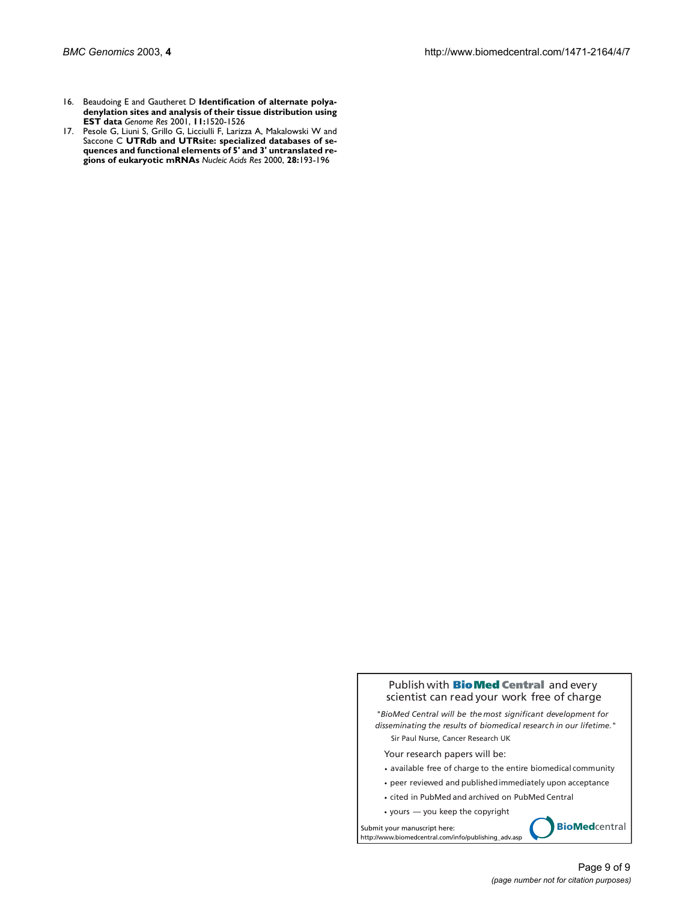16. Beaudoing E and Gautheret D **Identification of alternate polyadenylation sites and analysis of their tissue distribution using EST data** *Genome Res* 2001, **11:**1520-1526
17. Pesole G, Liuni S, Grillo G, Licciulli F, Larizza A, Makalowski W and Saccone C **UTRdb and UTRsite: specialized databases of sequences and functional elements of 5' and 3' untranslated regions of eukaryotic mRNAs** *Nucleic Acids Res* 2000, **28:**193-196

Publish with **BioMed Central** and every scientist can read your work free of charge

*"BioMed Central will be the most significant development for disseminating the results of biomedical research in our lifetime."*

Sir Paul Nurse, Cancer Research UK

Your research papers will be:

- available free of charge to the entire biomedical community
- peer reviewed and published immediately upon acceptance
- cited in PubMed and archived on PubMed Central
- yours — you keep the copyright

Submit your manuscript here:
http://www.biomedcentral.com/info/publishing_adv.asp

**BioMed**central